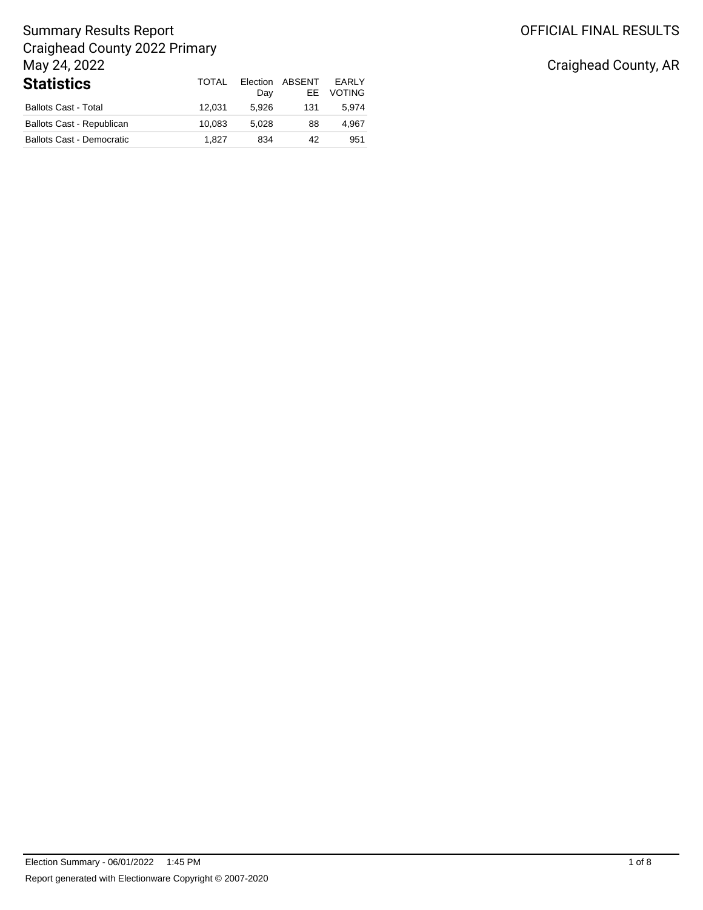# Summary Results Report

Craighead County 2022 Primary

May 24, 2022

OFFICIAL FINAL RESULTS

Craighead County, AR

## Statistics

| | TOTAL | Election Day | ABSENTEE | EARLY VOTING |
|---|---|---|---|---|
| Ballots Cast - Total | 12,031 | 5,926 | 131 | 5,974 |
| Ballots Cast - Republican | 10,083 | 5,028 | 88 | 4,967 |
| Ballots Cast - Democratic | 1,827 | 834 | 42 | 951 |

Election Summary - 06/01/2022 1:45 PM

Report generated with Electionware Copyright © 2007-2020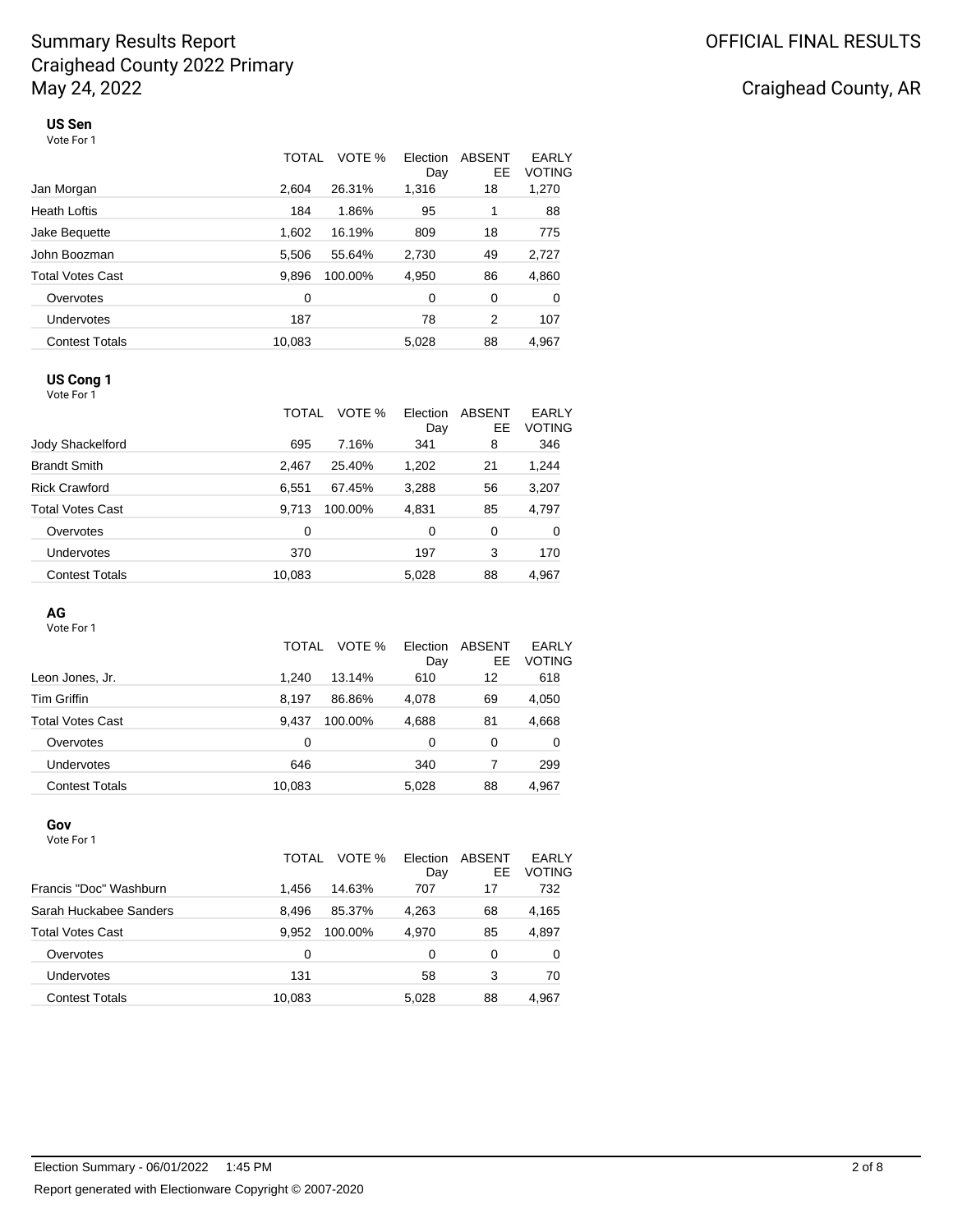# Summary Results Report
## Craighead County 2022 Primary
## May 24, 2022

OFFICIAL FINAL RESULTS

Craighead County, AR

### US Sen
Vote For 1

| | TOTAL | VOTE % | Election Day | ABSENTEE | EARLY VOTING |
|---|---|---|---|---|---|
| Jan Morgan | 2,604 | 26.31% | 1,316 | 18 | 1,270 |
| Heath Loftis | 184 | 1.86% | 95 | 1 | 88 |
| Jake Bequette | 1,602 | 16.19% | 809 | 18 | 775 |
| John Boozman | 5,506 | 55.64% | 2,730 | 49 | 2,727 |
| Total Votes Cast | 9,896 | 100.00% | 4,950 | 86 | 4,860 |
| Overvotes | 0 | | 0 | 0 | 0 |
| Undervotes | 187 | | 78 | 2 | 107 |
| Contest Totals | 10,083 | | 5,028 | 88 | 4,967 |

### US Cong 1
Vote For 1

| | TOTAL | VOTE % | Election Day | ABSENTEE | EARLY VOTING |
|---|---|---|---|---|---|
| Jody Shackelford | 695 | 7.16% | 341 | 8 | 346 |
| Brandt Smith | 2,467 | 25.40% | 1,202 | 21 | 1,244 |
| Rick Crawford | 6,551 | 67.45% | 3,288 | 56 | 3,207 |
| Total Votes Cast | 9,713 | 100.00% | 4,831 | 85 | 4,797 |
| Overvotes | 0 | | 0 | 0 | 0 |
| Undervotes | 370 | | 197 | 3 | 170 |
| Contest Totals | 10,083 | | 5,028 | 88 | 4,967 |

### AG
Vote For 1

| | TOTAL | VOTE % | Election Day | ABSENTEE | EARLY VOTING |
|---|---|---|---|---|---|
| Leon Jones, Jr. | 1,240 | 13.14% | 610 | 12 | 618 |
| Tim Griffin | 8,197 | 86.86% | 4,078 | 69 | 4,050 |
| Total Votes Cast | 9,437 | 100.00% | 4,688 | 81 | 4,668 |
| Overvotes | 0 | | 0 | 0 | 0 |
| Undervotes | 646 | | 340 | 7 | 299 |
| Contest Totals | 10,083 | | 5,028 | 88 | 4,967 |

### Gov
Vote For 1

| | TOTAL | VOTE % | Election Day | ABSENTEE | EARLY VOTING |
|---|---|---|---|---|---|
| Francis "Doc" Washburn | 1,456 | 14.63% | 707 | 17 | 732 |
| Sarah Huckabee Sanders | 8,496 | 85.37% | 4,263 | 68 | 4,165 |
| Total Votes Cast | 9,952 | 100.00% | 4,970 | 85 | 4,897 |
| Overvotes | 0 | | 0 | 0 | 0 |
| Undervotes | 131 | | 58 | 3 | 70 |
| Contest Totals | 10,083 | | 5,028 | 88 | 4,967 |

Election Summary - 06/01/2022 1:45 PM

Report generated with Electionware Copyright © 2007-2020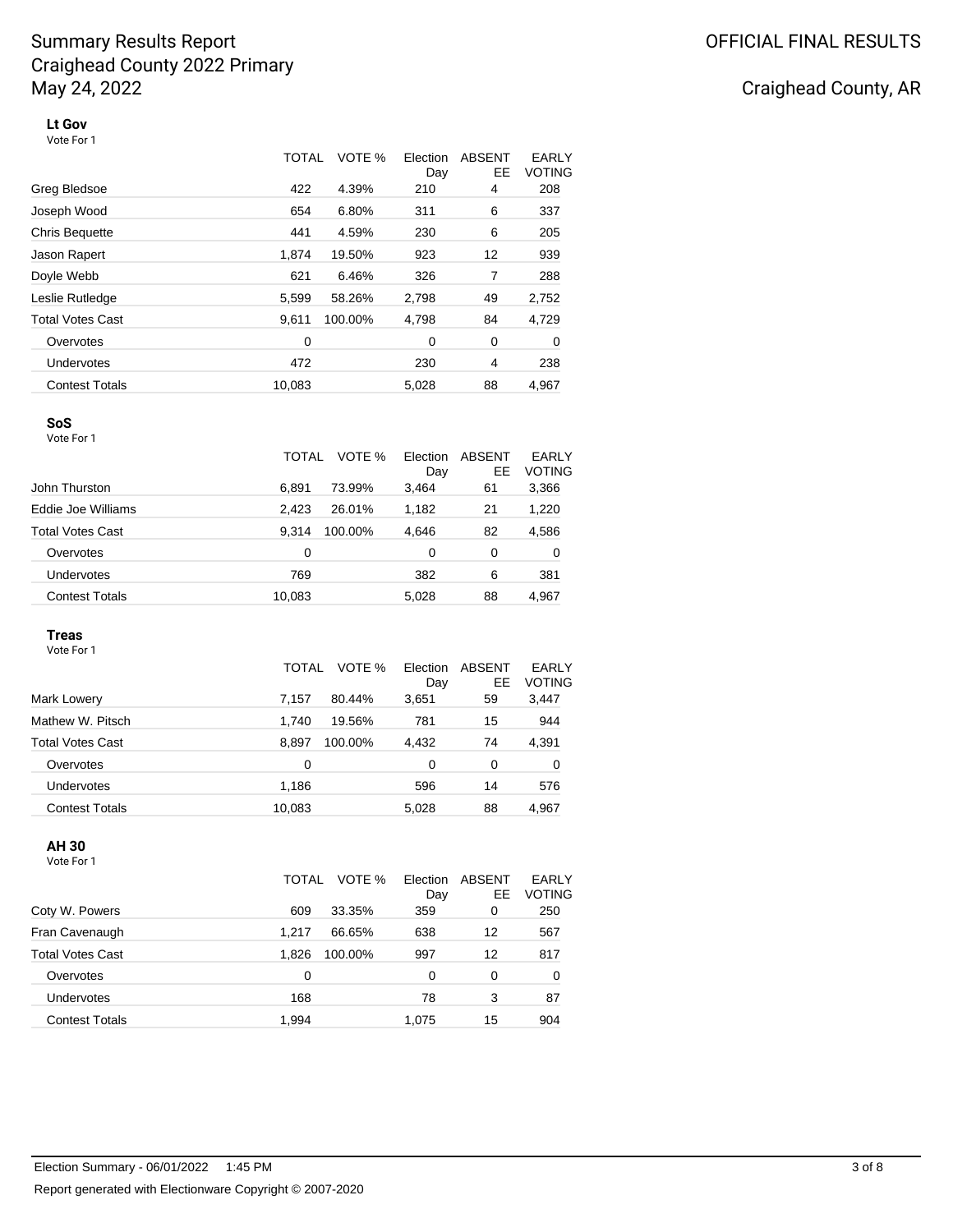# Summary Results Report
# Craighead County 2022 Primary
# May 24, 2022

OFFICIAL FINAL RESULTS

Craighead County, AR

### Lt Gov

Vote For 1

| | TOTAL | VOTE % | Election Day | ABSENT EE | EARLY VOTING |
|---|---|---|---|---|---|
| Greg Bledsoe | 422 | 4.39% | 210 | 4 | 208 |
| Joseph Wood | 654 | 6.80% | 311 | 6 | 337 |
| Chris Bequette | 441 | 4.59% | 230 | 6 | 205 |
| Jason Rapert | 1,874 | 19.50% | 923 | 12 | 939 |
| Doyle Webb | 621 | 6.46% | 326 | 7 | 288 |
| Leslie Rutledge | 5,599 | 58.26% | 2,798 | 49 | 2,752 |
| Total Votes Cast | 9,611 | 100.00% | 4,798 | 84 | 4,729 |
| Overvotes | 0 | | 0 | 0 | 0 |
| Undervotes | 472 | | 230 | 4 | 238 |
| Contest Totals | 10,083 | | 5,028 | 88 | 4,967 |

### SoS

Vote For 1

| | TOTAL | VOTE % | Election Day | ABSENT EE | EARLY VOTING |
|---|---|---|---|---|---|
| John Thurston | 6,891 | 73.99% | 3,464 | 61 | 3,366 |
| Eddie Joe Williams | 2,423 | 26.01% | 1,182 | 21 | 1,220 |
| Total Votes Cast | 9,314 | 100.00% | 4,646 | 82 | 4,586 |
| Overvotes | 0 | | 0 | 0 | 0 |
| Undervotes | 769 | | 382 | 6 | 381 |
| Contest Totals | 10,083 | | 5,028 | 88 | 4,967 |

### Treas

Vote For 1

| | TOTAL | VOTE % | Election Day | ABSENT EE | EARLY VOTING |
|---|---|---|---|---|---|
| Mark Lowery | 7,157 | 80.44% | 3,651 | 59 | 3,447 |
| Mathew W. Pitsch | 1,740 | 19.56% | 781 | 15 | 944 |
| Total Votes Cast | 8,897 | 100.00% | 4,432 | 74 | 4,391 |
| Overvotes | 0 | | 0 | 0 | 0 |
| Undervotes | 1,186 | | 596 | 14 | 576 |
| Contest Totals | 10,083 | | 5,028 | 88 | 4,967 |

### AH 30

Vote For 1

| | TOTAL | VOTE % | Election Day | ABSENT EE | EARLY VOTING |
|---|---|---|---|---|---|
| Coty W. Powers | 609 | 33.35% | 359 | 0 | 250 |
| Fran Cavenaugh | 1,217 | 66.65% | 638 | 12 | 567 |
| Total Votes Cast | 1,826 | 100.00% | 997 | 12 | 817 |
| Overvotes | 0 | | 0 | 0 | 0 |
| Undervotes | 168 | | 78 | 3 | 87 |
| Contest Totals | 1,994 | | 1,075 | 15 | 904 |

Election Summary - 06/01/2022 1:45 PM

Report generated with Electionware Copyright © 2007-2020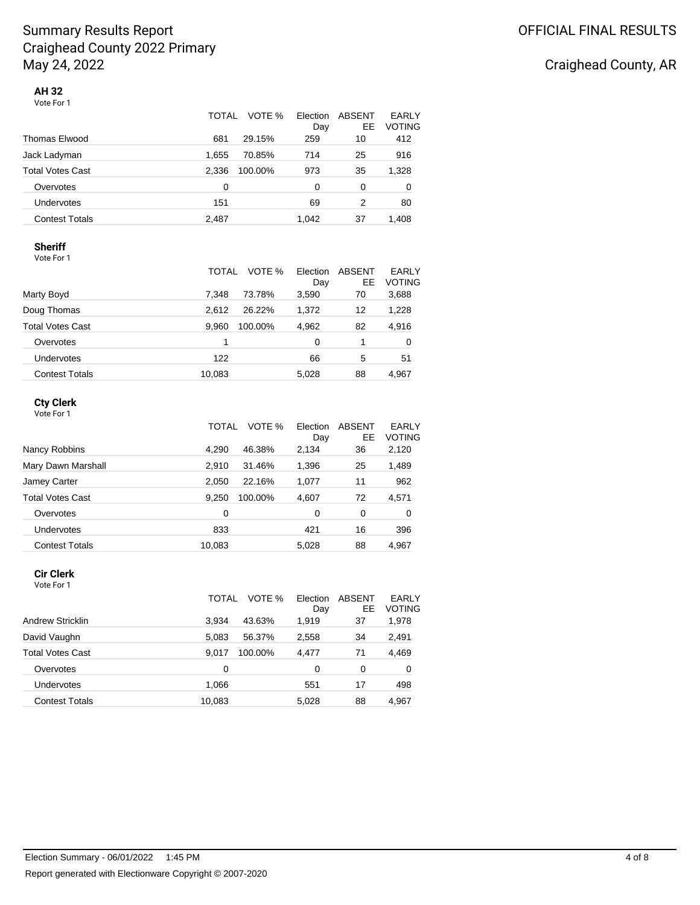# Summary Results Report
# Craighead County 2022 Primary
# May 24, 2022

OFFICIAL FINAL RESULTS

Craighead County, AR

### AH 32

Vote For 1

| | TOTAL | VOTE % | Election Day | ABSENTEE | EARLY VOTING |
|---|---|---|---|---|---|
| Thomas Elwood | 681 | 29.15% | 259 | 10 | 412 |
| Jack Ladyman | 1,655 | 70.85% | 714 | 25 | 916 |
| Total Votes Cast | 2,336 | 100.00% | 973 | 35 | 1,328 |
| Overvotes | 0 | | 0 | 0 | 0 |
| Undervotes | 151 | | 69 | 2 | 80 |
| Contest Totals | 2,487 | | 1,042 | 37 | 1,408 |

### Sheriff

Vote For 1

| | TOTAL | VOTE % | Election Day | ABSENTEE | EARLY VOTING |
|---|---|---|---|---|---|
| Marty Boyd | 7,348 | 73.78% | 3,590 | 70 | 3,688 |
| Doug Thomas | 2,612 | 26.22% | 1,372 | 12 | 1,228 |
| Total Votes Cast | 9,960 | 100.00% | 4,962 | 82 | 4,916 |
| Overvotes | 1 | | 0 | 1 | 0 |
| Undervotes | 122 | | 66 | 5 | 51 |
| Contest Totals | 10,083 | | 5,028 | 88 | 4,967 |

### Cty Clerk

Vote For 1

| | TOTAL | VOTE % | Election Day | ABSENTEE | EARLY VOTING |
|---|---|---|---|---|---|
| Nancy Robbins | 4,290 | 46.38% | 2,134 | 36 | 2,120 |
| Mary Dawn Marshall | 2,910 | 31.46% | 1,396 | 25 | 1,489 |
| Jamey Carter | 2,050 | 22.16% | 1,077 | 11 | 962 |
| Total Votes Cast | 9,250 | 100.00% | 4,607 | 72 | 4,571 |
| Overvotes | 0 | | 0 | 0 | 0 |
| Undervotes | 833 | | 421 | 16 | 396 |
| Contest Totals | 10,083 | | 5,028 | 88 | 4,967 |

### Cir Clerk

Vote For 1

| | TOTAL | VOTE % | Election Day | ABSENTEE | EARLY VOTING |
|---|---|---|---|---|---|
| Andrew Stricklin | 3,934 | 43.63% | 1,919 | 37 | 1,978 |
| David Vaughn | 5,083 | 56.37% | 2,558 | 34 | 2,491 |
| Total Votes Cast | 9,017 | 100.00% | 4,477 | 71 | 4,469 |
| Overvotes | 0 | | 0 | 0 | 0 |
| Undervotes | 1,066 | | 551 | 17 | 498 |
| Contest Totals | 10,083 | | 5,028 | 88 | 4,967 |

Election Summary - 06/01/2022 1:45 PM

Report generated with Electionware Copyright © 2007-2020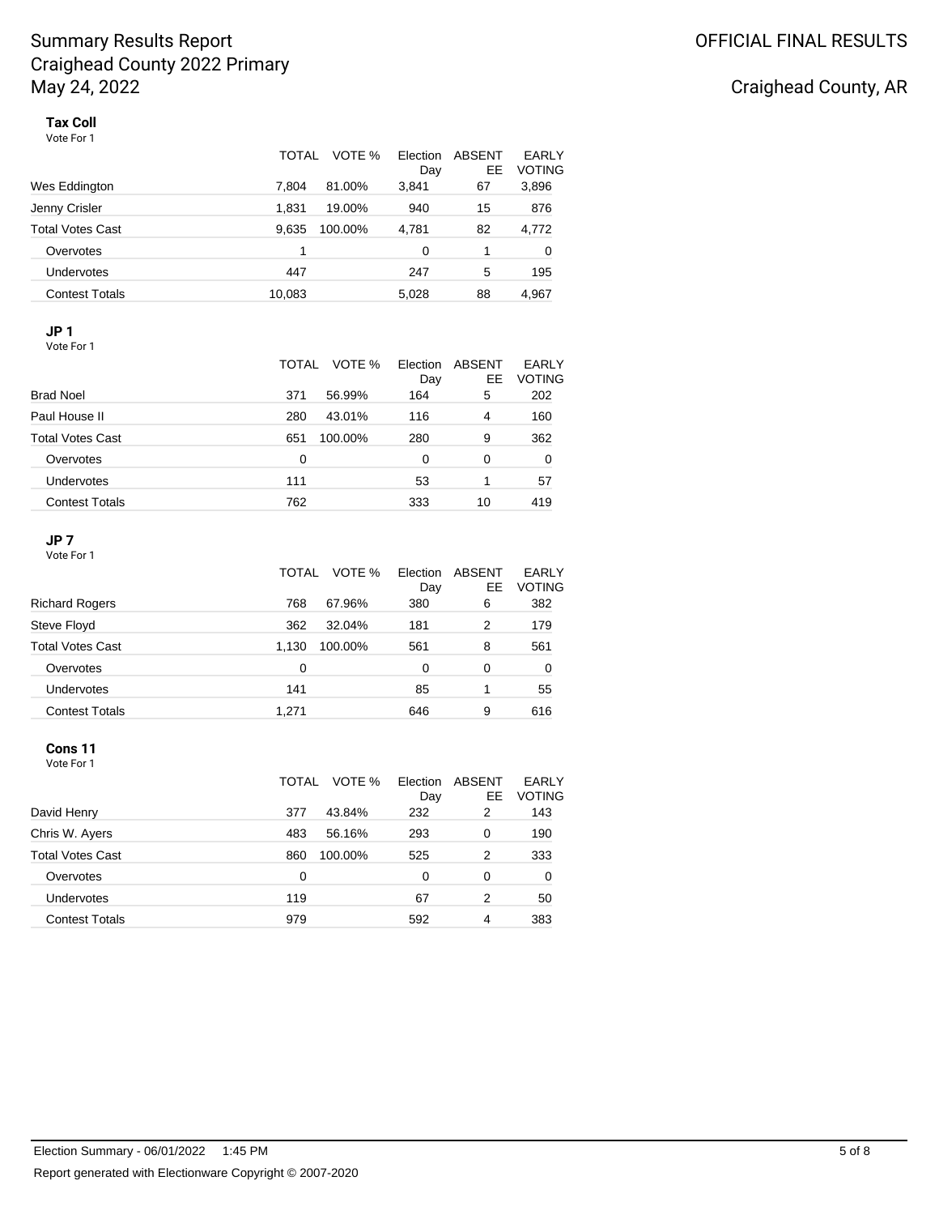# Summary Results Report
# Craighead County 2022 Primary
# May 24, 2022

OFFICIAL FINAL RESULTS

Craighead County, AR

### Tax Coll

Vote For 1

| | TOTAL | VOTE % | Election Day | ABSENTEE | EARLY VOTING |
|---|---|---|---|---|---|
| Wes Eddington | 7,804 | 81.00% | 3,841 | 67 | 3,896 |
| Jenny Crisler | 1,831 | 19.00% | 940 | 15 | 876 |
| Total Votes Cast | 9,635 | 100.00% | 4,781 | 82 | 4,772 |
| Overvotes | 1 | | 0 | 1 | 0 |
| Undervotes | 447 | | 247 | 5 | 195 |
| Contest Totals | 10,083 | | 5,028 | 88 | 4,967 |

### JP 1

Vote For 1

| | TOTAL | VOTE % | Election Day | ABSENTEE | EARLY VOTING |
|---|---|---|---|---|---|
| Brad Noel | 371 | 56.99% | 164 | 5 | 202 |
| Paul House II | 280 | 43.01% | 116 | 4 | 160 |
| Total Votes Cast | 651 | 100.00% | 280 | 9 | 362 |
| Overvotes | 0 | | 0 | 0 | 0 |
| Undervotes | 111 | | 53 | 1 | 57 |
| Contest Totals | 762 | | 333 | 10 | 419 |

### JP 7

Vote For 1

| | TOTAL | VOTE % | Election Day | ABSENTEE | EARLY VOTING |
|---|---|---|---|---|---|
| Richard Rogers | 768 | 67.96% | 380 | 6 | 382 |
| Steve Floyd | 362 | 32.04% | 181 | 2 | 179 |
| Total Votes Cast | 1,130 | 100.00% | 561 | 8 | 561 |
| Overvotes | 0 | | 0 | 0 | 0 |
| Undervotes | 141 | | 85 | 1 | 55 |
| Contest Totals | 1,271 | | 646 | 9 | 616 |

### Cons 11

Vote For 1

| | TOTAL | VOTE % | Election Day | ABSENTEE | EARLY VOTING |
|---|---|---|---|---|---|
| David Henry | 377 | 43.84% | 232 | 2 | 143 |
| Chris W. Ayers | 483 | 56.16% | 293 | 0 | 190 |
| Total Votes Cast | 860 | 100.00% | 525 | 2 | 333 |
| Overvotes | 0 | | 0 | 0 | 0 |
| Undervotes | 119 | | 67 | 2 | 50 |
| Contest Totals | 979 | | 592 | 4 | 383 |

Election Summary - 06/01/2022 1:45 PM

Report generated with Electionware Copyright © 2007-2020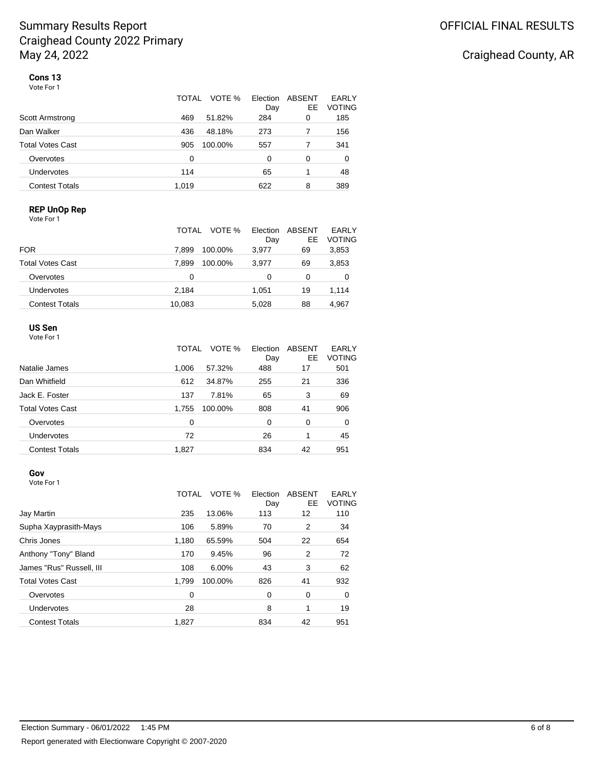# Summary Results Report
# Craighead County 2022 Primary
# May 24, 2022

OFFICIAL FINAL RESULTS

Craighead County, AR

### Cons 13

Vote For 1

| | TOTAL | VOTE % | Election Day | ABSENTEE | EARLY VOTING |
|---|---|---|---|---|---|
| Scott Armstrong | 469 | 51.82% | 284 | 0 | 185 |
| Dan Walker | 436 | 48.18% | 273 | 7 | 156 |
| Total Votes Cast | 905 | 100.00% | 557 | 7 | 341 |
| Overvotes | 0 | | 0 | 0 | 0 |
| Undervotes | 114 | | 65 | 1 | 48 |
| Contest Totals | 1,019 | | 622 | 8 | 389 |

### REP UnOp Rep

Vote For 1

| | TOTAL | VOTE % | Election Day | ABSENTEE | EARLY VOTING |
|---|---|---|---|---|---|
| FOR | 7,899 | 100.00% | 3,977 | 69 | 3,853 |
| Total Votes Cast | 7,899 | 100.00% | 3,977 | 69 | 3,853 |
| Overvotes | 0 | | 0 | 0 | 0 |
| Undervotes | 2,184 | | 1,051 | 19 | 1,114 |
| Contest Totals | 10,083 | | 5,028 | 88 | 4,967 |

### US Sen

Vote For 1

| | TOTAL | VOTE % | Election Day | ABSENTEE | EARLY VOTING |
|---|---|---|---|---|---|
| Natalie James | 1,006 | 57.32% | 488 | 17 | 501 |
| Dan Whitfield | 612 | 34.87% | 255 | 21 | 336 |
| Jack E. Foster | 137 | 7.81% | 65 | 3 | 69 |
| Total Votes Cast | 1,755 | 100.00% | 808 | 41 | 906 |
| Overvotes | 0 | | 0 | 0 | 0 |
| Undervotes | 72 | | 26 | 1 | 45 |
| Contest Totals | 1,827 | | 834 | 42 | 951 |

### Gov

Vote For 1

| | TOTAL | VOTE % | Election Day | ABSENTEE | EARLY VOTING |
|---|---|---|---|---|---|
| Jay Martin | 235 | 13.06% | 113 | 12 | 110 |
| Supha Xayprasith-Mays | 106 | 5.89% | 70 | 2 | 34 |
| Chris Jones | 1,180 | 65.59% | 504 | 22 | 654 |
| Anthony "Tony" Bland | 170 | 9.45% | 96 | 2 | 72 |
| James "Rus" Russell, III | 108 | 6.00% | 43 | 3 | 62 |
| Total Votes Cast | 1,799 | 100.00% | 826 | 41 | 932 |
| Overvotes | 0 | | 0 | 0 | 0 |
| Undervotes | 28 | | 8 | 1 | 19 |
| Contest Totals | 1,827 | | 834 | 42 | 951 |

Election Summary - 06/01/2022 1:45 PM

Report generated with Electionware Copyright © 2007-2020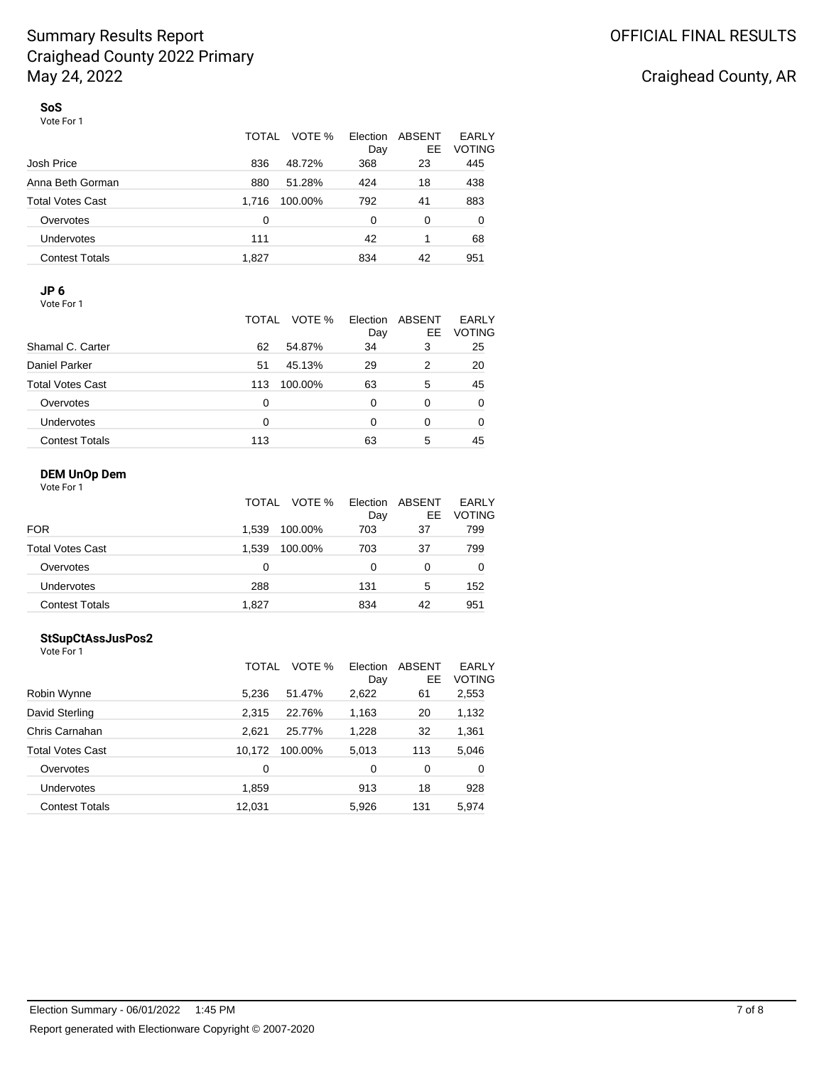### SoS

Vote For 1

| | TOTAL | VOTE % | Election Day | ABSENT EE | EARLY VOTING |
|---|---|---|---|---|---|
| Josh Price | 836 | 48.72% | 368 | 23 | 445 |
| Anna Beth Gorman | 880 | 51.28% | 424 | 18 | 438 |
| Total Votes Cast | 1,716 | 100.00% | 792 | 41 | 883 |
| Overvotes | 0 | | 0 | 0 | 0 |
| Undervotes | 111 | | 42 | 1 | 68 |
| Contest Totals | 1,827 | | 834 | 42 | 951 |

### JP 6

Vote For 1

| | TOTAL | VOTE % | Election Day | ABSENT EE | EARLY VOTING |
|---|---|---|---|---|---|
| Shamal C. Carter | 62 | 54.87% | 34 | 3 | 25 |
| Daniel Parker | 51 | 45.13% | 29 | 2 | 20 |
| Total Votes Cast | 113 | 100.00% | 63 | 5 | 45 |
| Overvotes | 0 | | 0 | 0 | 0 |
| Undervotes | 0 | | 0 | 0 | 0 |
| Contest Totals | 113 | | 63 | 5 | 45 |

### DEM UnOp Dem

Vote For 1

| | TOTAL | VOTE % | Election Day | ABSENT EE | EARLY VOTING |
|---|---|---|---|---|---|
| FOR | 1,539 | 100.00% | 703 | 37 | 799 |
| Total Votes Cast | 1,539 | 100.00% | 703 | 37 | 799 |
| Overvotes | 0 | | 0 | 0 | 0 |
| Undervotes | 288 | | 131 | 5 | 152 |
| Contest Totals | 1,827 | | 834 | 42 | 951 |

### StSupCtAssJusPos2

Vote For 1

| | TOTAL | VOTE % | Election Day | ABSENT EE | EARLY VOTING |
|---|---|---|---|---|---|
| Robin Wynne | 5,236 | 51.47% | 2,622 | 61 | 2,553 |
| David Sterling | 2,315 | 22.76% | 1,163 | 20 | 1,132 |
| Chris Carnahan | 2,621 | 25.77% | 1,228 | 32 | 1,361 |
| Total Votes Cast | 10,172 | 100.00% | 5,013 | 113 | 5,046 |
| Overvotes | 0 | | 0 | 0 | 0 |
| Undervotes | 1,859 | | 913 | 18 | 928 |
| Contest Totals | 12,031 | | 5,926 | 131 | 5,974 |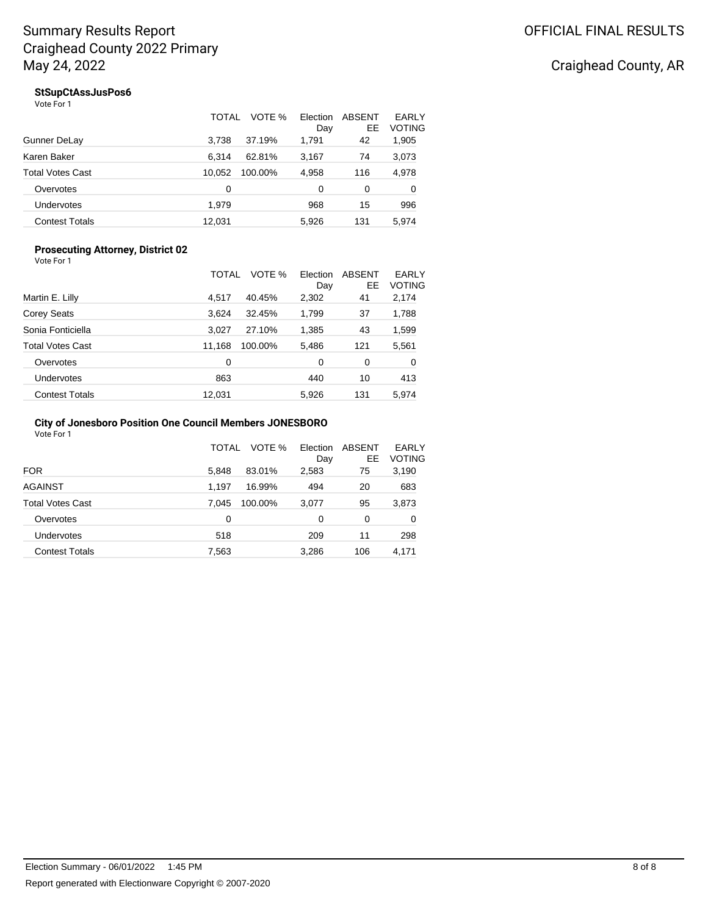**StSupCtAssJusPos6**

Vote For 1

| | TOTAL | VOTE % | Election Day | ABSENTEE | EARLY VOTING |
|---|---|---|---|---|---|
| Gunner DeLay | 3,738 | 37.19% | 1,791 | 42 | 1,905 |
| Karen Baker | 6,314 | 62.81% | 3,167 | 74 | 3,073 |
| Total Votes Cast | 10,052 | 100.00% | 4,958 | 116 | 4,978 |
| Overvotes | 0 | | 0 | 0 | 0 |
| Undervotes | 1,979 | | 968 | 15 | 996 |
| Contest Totals | 12,031 | | 5,926 | 131 | 5,974 |

**Prosecuting Attorney, District 02**

Vote For 1

| | TOTAL | VOTE % | Election Day | ABSENTEE | EARLY VOTING |
|---|---|---|---|---|---|
| Martin E. Lilly | 4,517 | 40.45% | 2,302 | 41 | 2,174 |
| Corey Seats | 3,624 | 32.45% | 1,799 | 37 | 1,788 |
| Sonia Fonticiella | 3,027 | 27.10% | 1,385 | 43 | 1,599 |
| Total Votes Cast | 11,168 | 100.00% | 5,486 | 121 | 5,561 |
| Overvotes | 0 | | 0 | 0 | 0 |
| Undervotes | 863 | | 440 | 10 | 413 |
| Contest Totals | 12,031 | | 5,926 | 131 | 5,974 |

**City of Jonesboro Position One Council Members JONESBORO**

Vote For 1

| | TOTAL | VOTE % | Election Day | ABSENTEE | EARLY VOTING |
|---|---|---|---|---|---|
| FOR | 5,848 | 83.01% | 2,583 | 75 | 3,190 |
| AGAINST | 1,197 | 16.99% | 494 | 20 | 683 |
| Total Votes Cast | 7,045 | 100.00% | 3,077 | 95 | 3,873 |
| Overvotes | 0 | | 0 | 0 | 0 |
| Undervotes | 518 | | 209 | 11 | 298 |
| Contest Totals | 7,563 | | 3,286 | 106 | 4,171 |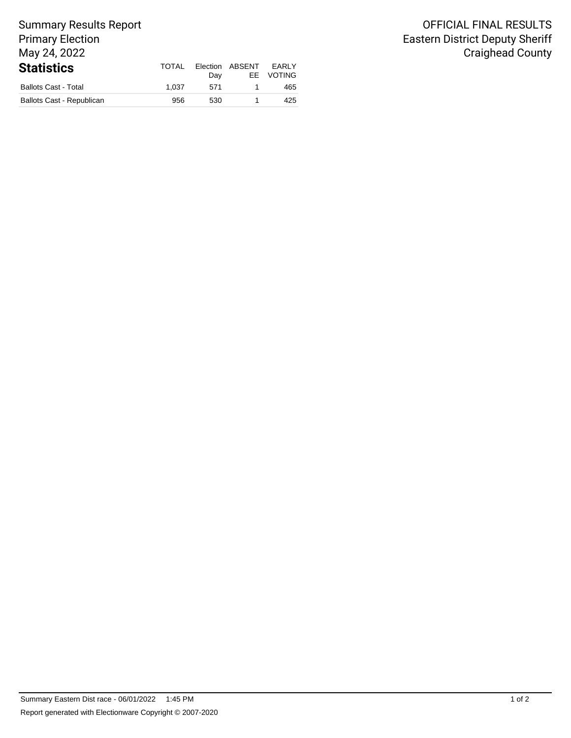Summary Results Report
Primary Election
May 24, 2022

OFFICIAL FINAL RESULTS
Eastern District Deputy Sheriff
Craighead County

## Statistics

| Statistics | TOTAL | Election Day | ABSENTEE | EARLY VOTING |
|---|---|---|---|---|
| Ballots Cast - Total | 1,037 | 571 | 1 | 465 |
| Ballots Cast - Republican | 956 | 530 | 1 | 425 |

Summary Eastern Dist race - 06/01/2022 1:45 PM

Report generated with Electionware Copyright © 2007-2020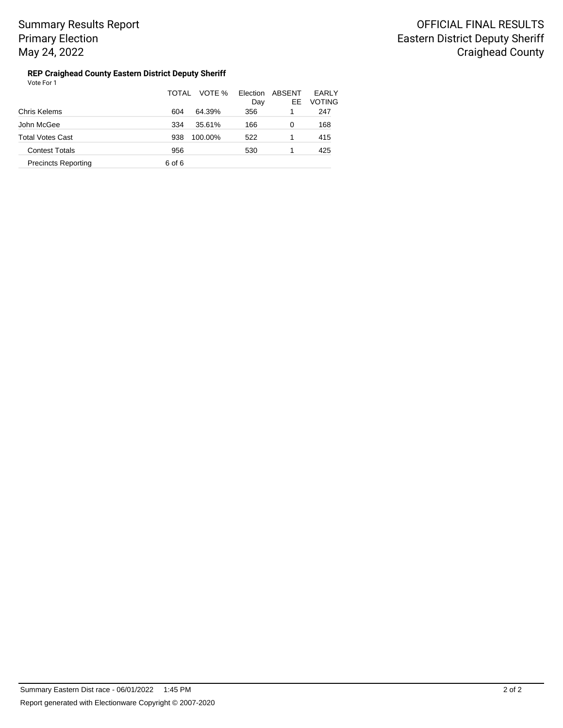Summary Results Report
Primary Election
May 24, 2022

OFFICIAL FINAL RESULTS
Eastern District Deputy Sheriff
Craighead County

### REP Craighead County Eastern District Deputy Sheriff

Vote For 1

| | TOTAL | VOTE % | Election Day | ABSENTEE | EARLY VOTING |
|---|---|---|---|---|---|
| Chris Kelems | 604 | 64.39% | 356 | 1 | 247 |
| John McGee | 334 | 35.61% | 166 | 0 | 168 |
| Total Votes Cast | 938 | 100.00% | 522 | 1 | 415 |
| Contest Totals | 956 | | 530 | 1 | 425 |
| Precincts Reporting | 6 of 6 | | | | |

Summary Eastern Dist race - 06/01/2022 1:45 PM

Report generated with Electionware Copyright © 2007-2020